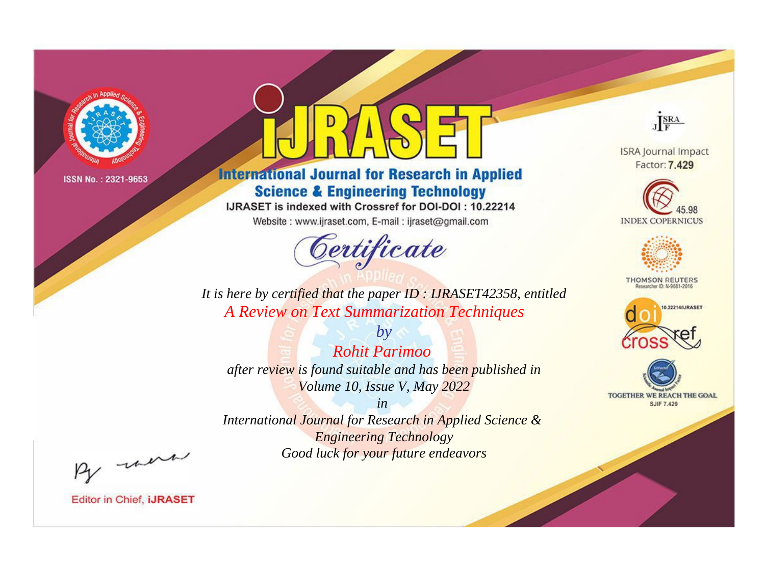ISSN No. : 2321-9653

# IJRASET

## International Journal for Research in Applied Science & Engineering Technology

IJRASET is indexed with Crossref for DOI-DOI : 10.22214

Website : www.ijraset.com, E-mail : ijraset@gmail.com

ISRA Journal Impact Factor: **7.429**

45.98 INDEX COPERNICUS

THOMSON REUTERS Researcher ID: N-9681-2016

10.22214/IJRASET

TOGETHER WE REACH THE GOAL SJIF 7.429

## *Certificate*

*It is here by certified that the paper ID : IJRASET42358, entitled*

*A Review on Text Summarization Techniques*

*by*

*Rohit Parimoo*

*after review is found suitable and has been published in*

*Volume 10, Issue V, May 2022*

*in*

*International Journal for Research in Applied Science & Engineering Technology*

*Good luck for your future endeavors*

Editor in Chief, **IJRASET**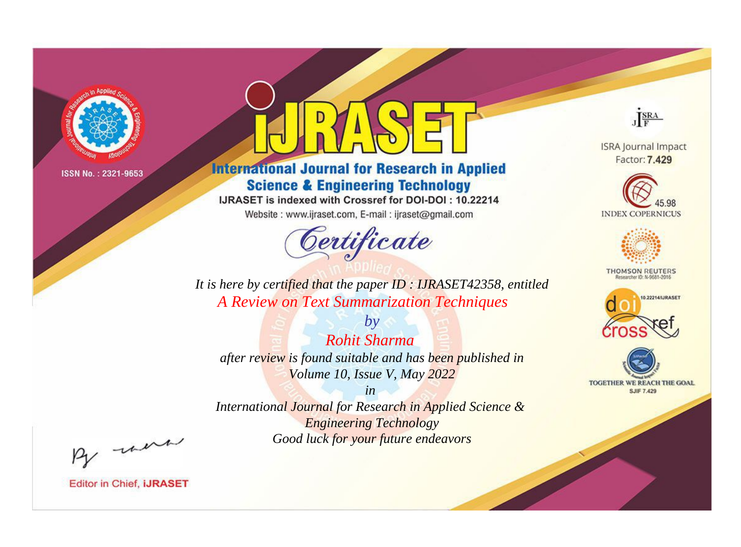ISSN No. : 2321-9653

# IJRASET

## International Journal for Research in Applied Science & Engineering Technology

IJRASET is indexed with Crossref for DOI-DOI : 10.22214

Website : www.ijraset.com, E-mail : ijraset@gmail.com

## *Certificate*

*It is here by certified that the paper ID : IJRASET42358, entitled*

*A Review on Text Summarization Techniques*

*by*

*Rohit Sharma*

*after review is found suitable and has been published in*

*Volume 10, Issue V, May 2022*

*in*

*International Journal for Research in Applied Science & Engineering Technology*

*Good luck for your future endeavors*

ISRA Journal Impact Factor: **7.429**

45.98 INDEX COPERNICUS

THOMSON REUTERS Researcher ID: N-9681-2016

10.22214/IJRASET

TOGETHER WE REACH THE GOAL SJIF 7.429

Editor in Chief, **iJRASET**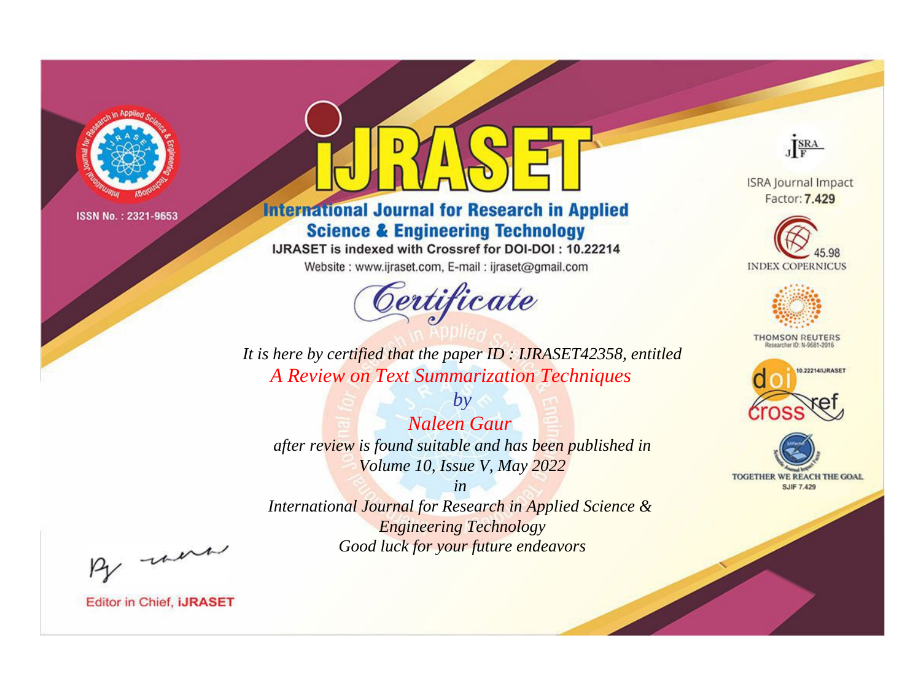ISSN No. : 2321-9653

# IJRASET

## International Journal for Research in Applied Science & Engineering Technology

IJRASET is indexed with Crossref for DOI-DOI : 10.22214

Website : www.ijraset.com, E-mail : ijraset@gmail.com

ISRA Journal Impact Factor: **7.429**

45.98 INDEX COPERNICUS

THOMSON REUTERS Researcher ID: N-9681-2016

10.22214/IJRASET

TOGETHER WE REACH THE GOAL SJIF 7.429

# *Certificate*

*It is here by certified that the paper ID : IJRASET42358, entitled*

*A Review on Text Summarization Techniques*

*by*

*Naleen Gaur*

*after review is found suitable and has been published in*

*Volume 10, Issue V, May 2022*

*in*

*International Journal for Research in Applied Science & Engineering Technology*

*Good luck for your future endeavors*

Editor in Chief, **iJRASET**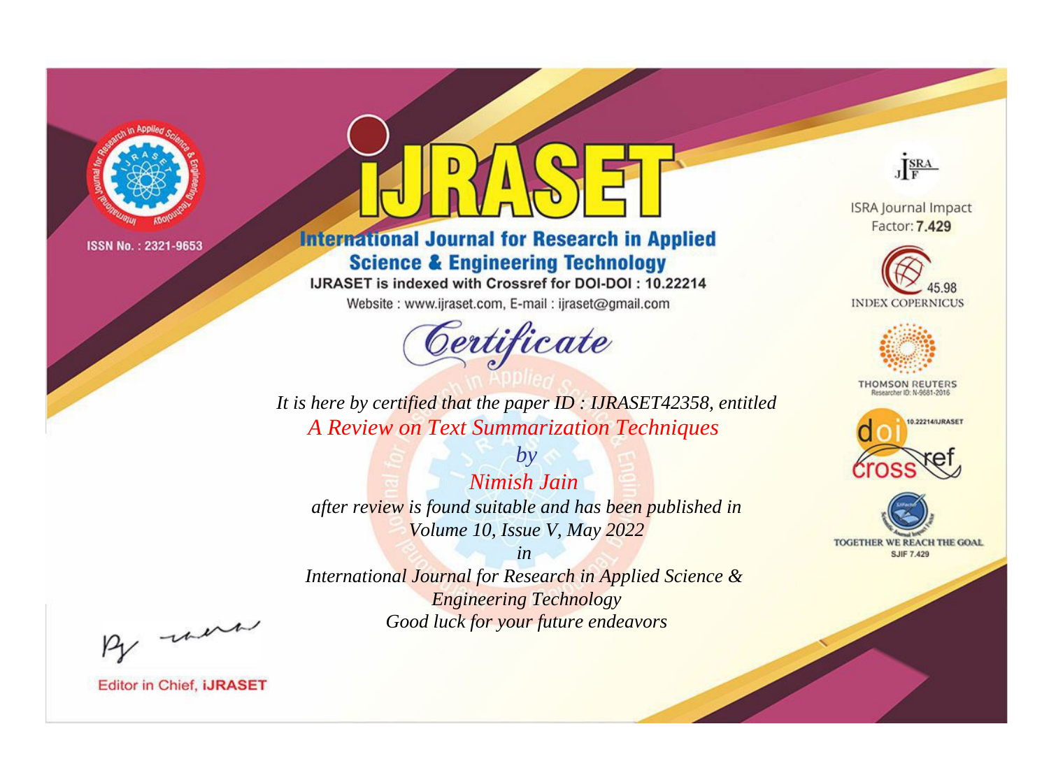ISSN No. : 2321-9653

# IJRASET

## International Journal for Research in Applied Science & Engineering Technology

IJRASET is indexed with Crossref for DOI-DOI : 10.22214

Website : www.ijraset.com, E-mail : ijraset@gmail.com

ISRA Journal Impact Factor: **7.429**

45.98 INDEX COPERNICUS

THOMSON REUTERS Researcher ID: N-9681-2016

10.22214/IJRASET

TOGETHER WE REACH THE GOAL SJIF 7.429

*Certificate*

*It is here by certified that the paper ID : IJRASET42358, entitled*

*A Review on Text Summarization Techniques*

*by*

*Nimish Jain*

*after review is found suitable and has been published in*

*Volume 10, Issue V, May 2022*

*in*

*International Journal for Research in Applied Science & Engineering Technology*

*Good luck for your future endeavors*

Editor in Chief, **iJRASET**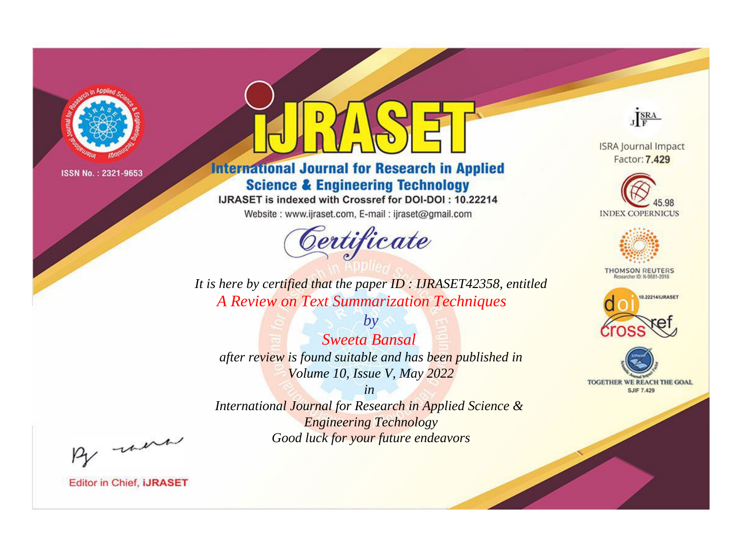ISSN No. : 2321-9653

# iJRASET

## International Journal for Research in Applied Science & Engineering Technology

IJRASET is indexed with Crossref for DOI-DOI : 10.22214

Website : www.ijraset.com, E-mail : ijraset@gmail.com

*Certificate*

*It is here by certified that the paper ID : IJRASET42358, entitled*

*A Review on Text Summarization Techniques*

*by*

*Sweeta Bansal*

*after review is found suitable and has been published in*

*Volume 10, Issue V, May 2022*

*in*

*International Journal for Research in Applied Science & Engineering Technology*

*Good luck for your future endeavors*

ISRA Journal Impact Factor: **7.429**

45.98 INDEX COPERNICUS

THOMSON REUTERS Researcher ID: N-9681-2016

10.22214/IJRASET

TOGETHER WE REACH THE GOAL SJIF 7.429

Editor in Chief, **iJRASET**